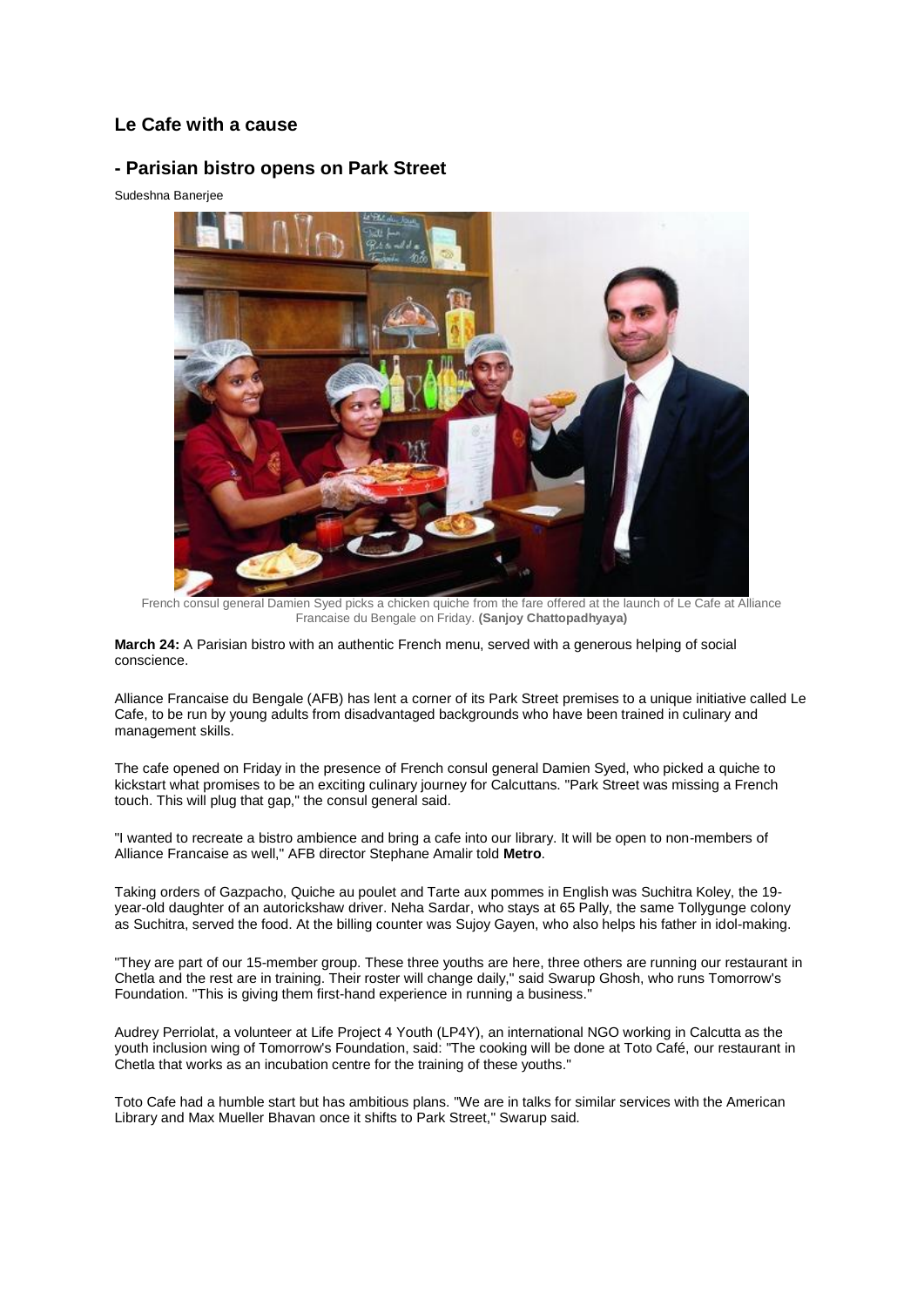## Le Cafe with a cause

## - Parisian bistro opens on Park Street

Sudeshna Banerjee

French consul general Damien Syed picks a chicken quiche from the fare offered at the launch of Le Cafe at Alliance Francaise du Bengale on Friday. **(Sanjoy Chattopadhyaya)**

**March 24:** A Parisian bistro with an authentic French menu, served with a generous helping of social conscience.

Alliance Francaise du Bengale (AFB) has lent a corner of its Park Street premises to a unique initiative called Le Cafe, to be run by young adults from disadvantaged backgrounds who have been trained in culinary and management skills.

The cafe opened on Friday in the presence of French consul general Damien Syed, who picked a quiche to kickstart what promises to be an exciting culinary journey for Calcuttans. "Park Street was missing a French touch. This will plug that gap," the consul general said.

"I wanted to recreate a bistro ambience and bring a cafe into our library. It will be open to non-members of Alliance Francaise as well," AFB director Stephane Amalir told **Metro**.

Taking orders of Gazpacho, Quiche au poulet and Tarte aux pommes in English was Suchitra Koley, the 19-year-old daughter of an autorickshaw driver. Neha Sardar, who stays at 65 Pally, the same Tollygunge colony as Suchitra, served the food. At the billing counter was Sujoy Gayen, who also helps his father in idol-making.

"They are part of our 15-member group. These three youths are here, three others are running our restaurant in Chetla and the rest are in training. Their roster will change daily," said Swarup Ghosh, who runs Tomorrow's Foundation. "This is giving them first-hand experience in running a business."

Audrey Perriolat, a volunteer at Life Project 4 Youth (LP4Y), an international NGO working in Calcutta as the youth inclusion wing of Tomorrow's Foundation, said: "The cooking will be done at Toto Café, our restaurant in Chetla that works as an incubation centre for the training of these youths."

Toto Cafe had a humble start but has ambitious plans. "We are in talks for similar services with the American Library and Max Mueller Bhavan once it shifts to Park Street," Swarup said.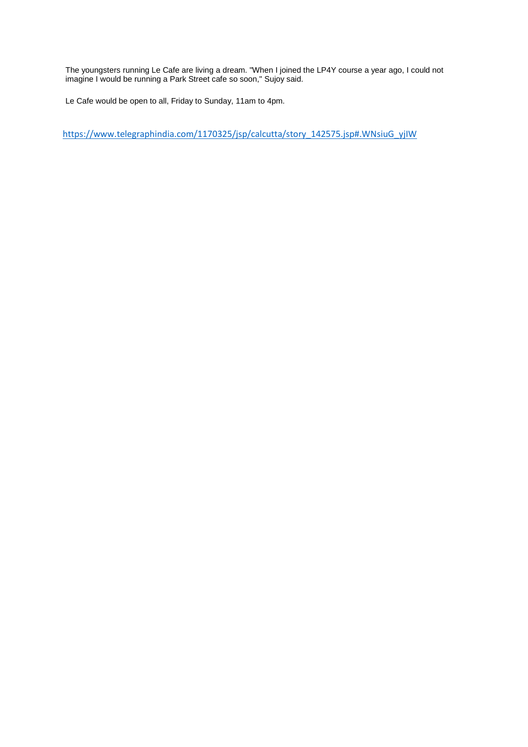The youngsters running Le Cafe are living a dream. "When I joined the LP4Y course a year ago, I could not imagine I would be running a Park Street cafe so soon," Sujoy said.

Le Cafe would be open to all, Friday to Sunday, 11am to 4pm.

https://www.telegraphindia.com/1170325/jsp/calcutta/story_142575.jsp#.WNsiuG_yjIW